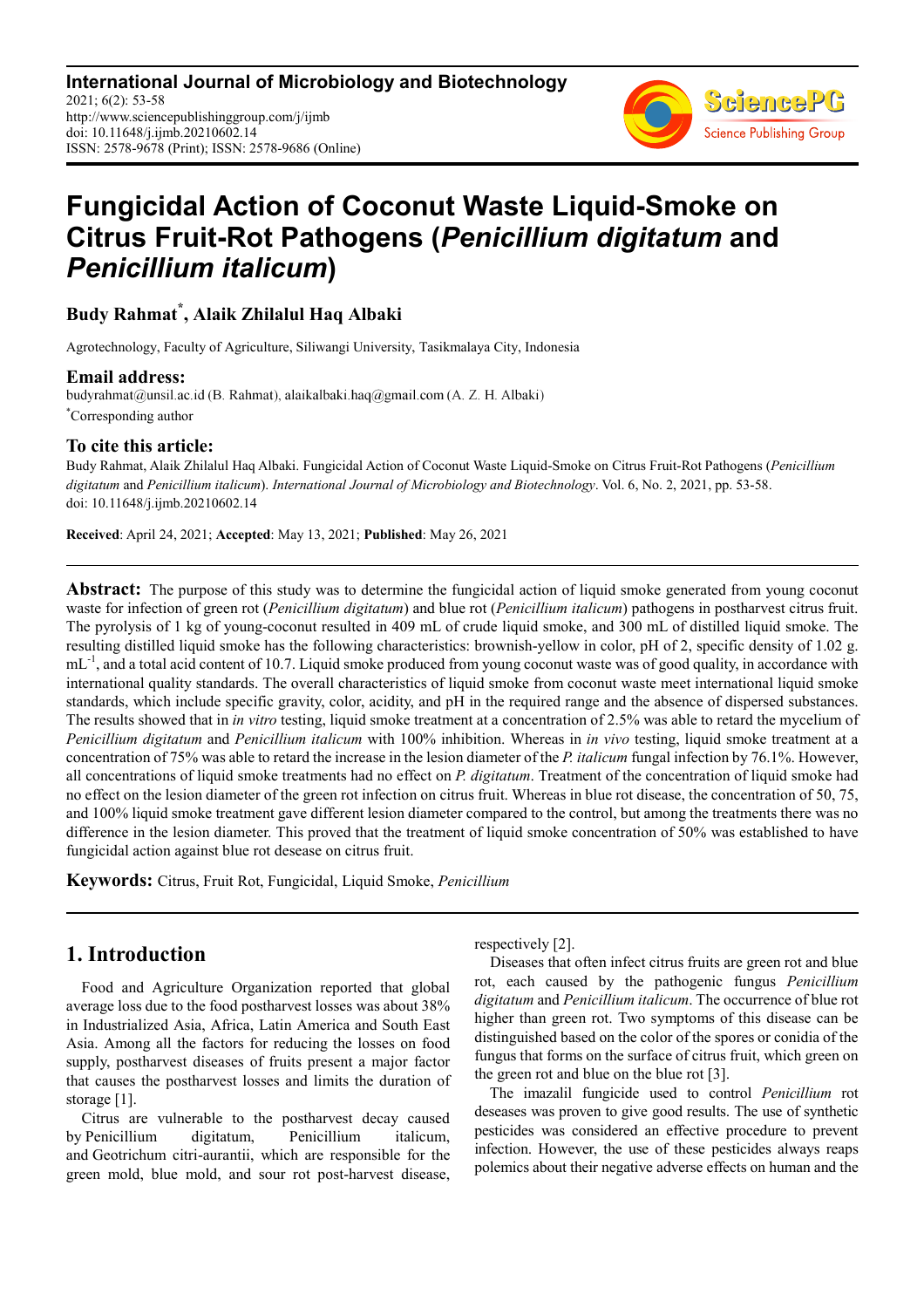# Fungicidal Action of Coconut Waste Liquid-Smoke on Citrus Fruit-Rot Pathogens (*Penicillium digitatum* and *Penicillium italicum*)

**Budy Rahmat[*], Alaik Zhilalul Haq Albaki**

Agrotechnology, Faculty of Agriculture, Siliwangi University, Tasikmalaya City, Indonesia

## Email address:

budyrahmat@unsil.ac.id (B. Rahmat), alaikalbaki.haq@gmail.com (A. Z. H. Albaki)

[*]Corresponding author

## To cite this article:

Budy Rahmat, Alaik Zhilalul Haq Albaki. Fungicidal Action of Coconut Waste Liquid-Smoke on Citrus Fruit-Rot Pathogens (*Penicillium digitatum* and *Penicillium italicum*). *International Journal of Microbiology and Biotechnology*. Vol. 6, No. 2, 2021, pp. 53-58. doi: 10.11648/j.ijmb.20210602.14

**Received**: April 24, 2021; **Accepted**: May 13, 2021; **Published**: May 26, 2021

**Abstract:** The purpose of this study was to determine the fungicidal action of liquid smoke generated from young coconut waste for infection of green rot (*Penicillium digitatum*) and blue rot (*Penicillium italicum*) pathogens in postharvest citrus fruit. The pyrolysis of 1 kg of young-coconut resulted in 409 mL of crude liquid smoke, and 300 mL of distilled liquid smoke. The resulting distilled liquid smoke has the following characteristics: brownish-yellow in color, pH of 2, specific density of 1.02 g. $mL^{-1}$, and a total acid content of 10.7. Liquid smoke produced from young coconut waste was of good quality, in accordance with international quality standards. The overall characteristics of liquid smoke from coconut waste meet international liquid smoke standards, which include specific gravity, color, acidity, and pH in the required range and the absence of dispersed substances. The results showed that in *in vitro* testing, liquid smoke treatment at a concentration of 2.5% was able to retard the mycelium of *Penicillium digitatum* and *Penicillium italicum* with 100% inhibition. Whereas in *in vivo* testing, liquid smoke treatment at a concentration of 75% was able to retard the increase in the lesion diameter of the *P. italicum* fungal infection by 76.1%. However, all concentrations of liquid smoke treatments had no effect on *P. digitatum*. Treatment of the concentration of liquid smoke had no effect on the lesion diameter of the green rot infection on citrus fruit. Whereas in blue rot disease, the concentration of 50, 75, and 100% liquid smoke treatment gave different lesion diameter compared to the control, but among the treatments there was no difference in the lesion diameter. This proved that the treatment of liquid smoke concentration of 50% was established to have fungicidal action against blue rot desease on citrus fruit.

**Keywords:** Citrus, Fruit Rot, Fungicidal, Liquid Smoke, *Penicillium*

## 1. Introduction

Food and Agriculture Organization reported that global average loss due to the food postharvest losses was about 38% in Industrialized Asia, Africa, Latin America and South East Asia. Among all the factors for reducing the losses on food supply, postharvest diseases of fruits present a major factor that causes the postharvest losses and limits the duration of storage [1].

Citrus are vulnerable to the postharvest decay caused by Penicillium digitatum, Penicillium italicum, and Geotrichum citri-aurantii, which are responsible for the green mold, blue mold, and sour rot post-harvest disease, respectively [2].

Diseases that often infect citrus fruits are green rot and blue rot, each caused by the pathogenic fungus *Penicillium digitatum* and *Penicillium italicum*. The occurrence of blue rot higher than green rot. Two symptoms of this disease can be distinguished based on the color of the spores or conidia of the fungus that forms on the surface of citrus fruit, which green on the green rot and blue on the blue rot [3].

The imazalil fungicide used to control *Penicillium* rot deseases was proven to give good results. The use of synthetic pesticides was considered an effective procedure to prevent infection. However, the use of these pesticides always reaps polemics about their negative adverse effects on human and the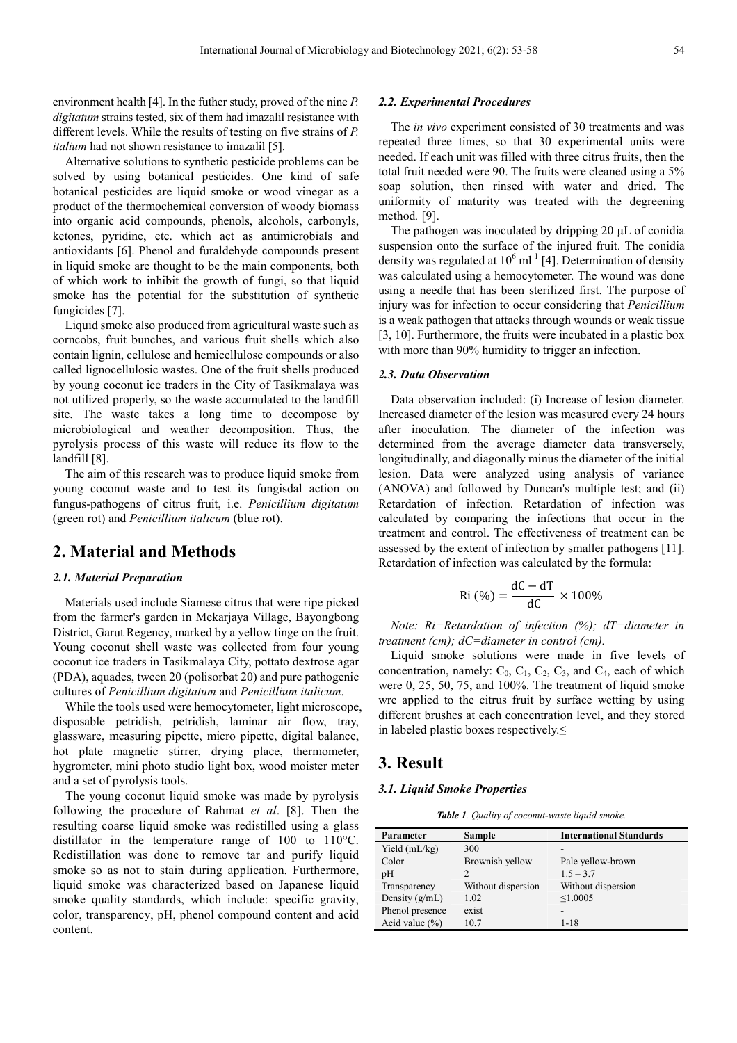environment health [4]. In the futher study, proved of the nine *P. digitatum* strains tested, six of them had imazalil resistance with different levels. While the results of testing on five strains of *P. italium* had not shown resistance to imazalil [5].

Alternative solutions to synthetic pesticide problems can be solved by using botanical pesticides. One kind of safe botanical pesticides are liquid smoke or wood vinegar as a product of the thermochemical conversion of woody biomass into organic acid compounds, phenols, alcohols, carbonyls, ketones, pyridine, etc. which act as antimicrobials and antioxidants [6]. Phenol and furaldehyde compounds present in liquid smoke are thought to be the main components, both of which work to inhibit the growth of fungi, so that liquid smoke has the potential for the substitution of synthetic fungicides [7].

Liquid smoke also produced from agricultural waste such as corncobs, fruit bunches, and various fruit shells which also contain lignin, cellulose and hemicellulose compounds or also called lignocellulosic wastes. One of the fruit shells produced by young coconut ice traders in the City of Tasikmalaya was not utilized properly, so the waste accumulated to the landfill site. The waste takes a long time to decompose by microbiological and weather decomposition. Thus, the pyrolysis process of this waste will reduce its flow to the landfill [8].

The aim of this research was to produce liquid smoke from young coconut waste and to test its fungisdal action on fungus-pathogens of citrus fruit, i.e. *Penicillium digitatum* (green rot) and *Penicillium italicum* (blue rot).

## 2. Material and Methods

### 2.1. Material Preparation

Materials used include Siamese citrus that were ripe picked from the farmer's garden in Mekarjaya Village, Bayongbong District, Garut Regency, marked by a yellow tinge on the fruit. Young coconut shell waste was collected from four young coconut ice traders in Tasikmalaya City, pottato dextrose agar (PDA), aquades, tween 20 (polisorbat 20) and pure pathogenic cultures of *Penicillium digitatum* and *Penicillium italicum*.

While the tools used were hemocytometer, light microscope, disposable petridish, petridish, laminar air flow, tray, glassware, measuring pipette, micro pipette, digital balance, hot plate magnetic stirrer, drying place, thermometer, hygrometer, mini photo studio light box, wood moister meter and a set of pyrolysis tools.

The young coconut liquid smoke was made by pyrolysis following the procedure of Rahmat *et al*. [8]. Then the resulting coarse liquid smoke was redistilled using a glass distillator in the temperature range of 100 to 110°C. Redistillation was done to remove tar and purify liquid smoke so as not to stain during application. Furthermore, liquid smoke was characterized based on Japanese liquid smoke quality standards, which include: specific gravity, color, transparency, pH, phenol compound content and acid content.

### 2.2. Experimental Procedures

The *in vivo* experiment consisted of 30 treatments and was repeated three times, so that 30 experimental units were needed. If each unit was filled with three citrus fruits, then the total fruit needed were 90. The fruits were cleaned using a 5% soap solution, then rinsed with water and dried. The uniformity of maturity was treated with the degreening method. [9].

The pathogen was inoculated by dripping 20 μL of conidia suspension onto the surface of the injured fruit. The conidia density was regulated at $10^6$ $ml^{-1}$ [4]. Determination of density was calculated using a hemocytometer. The wound was done using a needle that has been sterilized first. The purpose of injury was for infection to occur considering that *Penicillium* is a weak pathogen that attacks through wounds or weak tissue [3, 10]. Furthermore, the fruits were incubated in a plastic box with more than 90% humidity to trigger an infection.

### 2.3. Data Observation

Data observation included: (i) Increase of lesion diameter. Increased diameter of the lesion was measured every 24 hours after inoculation. The diameter of the infection was determined from the average diameter data transversely, longitudinally, and diagonally minus the diameter of the initial lesion. Data were analyzed using analysis of variance (ANOVA) and followed by Duncan's multiple test; and (ii) Retardation of infection. Retardation of infection was calculated by comparing the infections that occur in the treatment and control. The effectiveness of treatment can be assessed by the extent of infection by smaller pathogens [11]. Retardation of infection was calculated by the formula:

$$\text{Ri}\ (\%) = \frac{\text{dC} - \text{dT}}{\text{dC}} \times 100\%$$

*Note: Ri=Retardation of infection (%); dT=diameter in treatment (cm); dC=diameter in control (cm).*

Liquid smoke solutions were made in five levels of concentration, namely: $C_0$, $C_1$, $C_2$, $C_3$, and $C_4$, each of which were 0, 25, 50, 75, and 100%. The treatment of liquid smoke wre applied to the citrus fruit by surface wetting by using different brushes at each concentration level, and they stored in labeled plastic boxes respectively.≤

## 3. Result

### 3.1. Liquid Smoke Properties

*Table 1. Quality of coconut-waste liquid smoke.*

| Parameter | Sample | International Standards |
|---|---|---|
| Yield (mL/kg) | 300 | - |
| Color | Brownish yellow | Pale yellow-brown |
| pH | 2 | 1.5 – 3.7 |
| Transparency | Without dispersion | Without dispersion |
| Density (g/mL) | 1.02 | ≤1.0005 |
| Phenol presence | exist | - |
| Acid value (%) | 10.7 | 1-18 |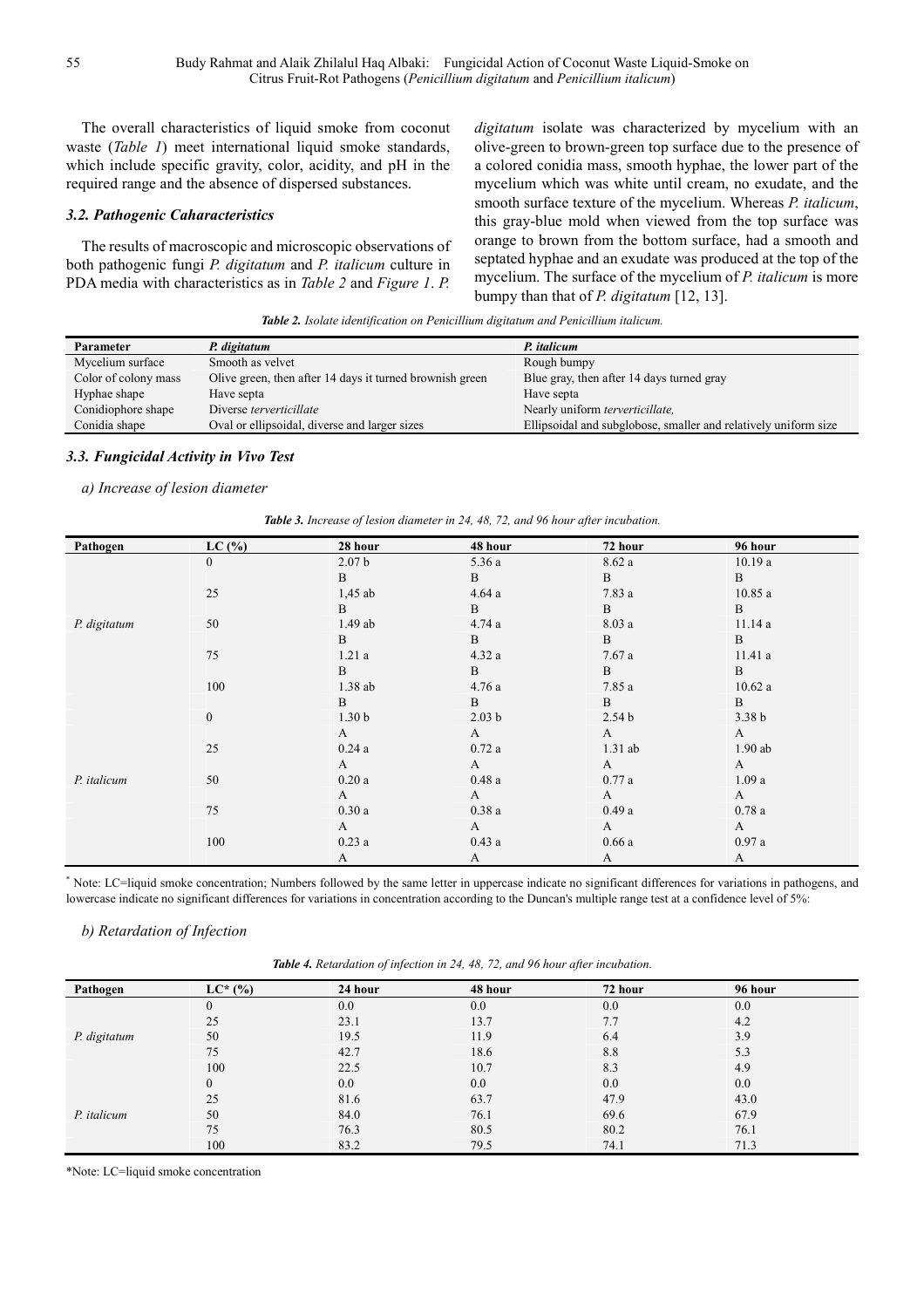The overall characteristics of liquid smoke from coconut waste (*Table 1*) meet international liquid smoke standards, which include specific gravity, color, acidity, and pH in the required range and the absence of dispersed substances.

### *3.2. Pathogenic Caharacteristics*

The results of macroscopic and microscopic observations of both pathogenic fungi *P. digitatum* and *P. italicum* culture in PDA media with characteristics as in *Table 2* and *Figure 1*. *P. digitatum* isolate was characterized by mycelium with an olive-green to brown-green top surface due to the presence of a colored conidia mass, smooth hyphae, the lower part of the mycelium which was white until cream, no exudate, and the smooth surface texture of the mycelium. Whereas *P. italicum*, this gray-blue mold when viewed from the top surface was orange to brown from the bottom surface, had a smooth and septated hyphae and an exudate was produced at the top of the mycelium. The surface of the mycelium of *P. italicum* is more bumpy than that of *P. digitatum* [12, 13].

***Table 2.*** *Isolate identification on Penicillium digitatum and Penicillium italicum.*

| Parameter | *P. digitatum* | *P. italicum* |
|---|---|---|
| Mycelium surface | Smooth as velvet | Rough bumpy |
| Color of colony mass | Olive green, then after 14 days it turned brownish green | Blue gray, then after 14 days turned gray |
| Hyphae shape | Have septa | Have septa |
| Conidiophore shape | Diverse *terverticillate* | Nearly uniform *terverticillate,* |
| Conidia shape | Oval or ellipsoidal, diverse and larger sizes | Ellipsoidal and subglobose, smaller and relatively uniform size |

### *3.3. Fungicidal Activity in Vivo Test*

*a) Increase of lesion diameter*

***Table 3.*** *Increase of lesion diameter in 24, 48, 72, and 96 hour after incubation.*

| Pathogen | LC (%) | 28 hour | 48 hour | 72 hour | 96 hour |
|---|---|---|---|---|---|
| *P. digitatum* | 0 | 2.07 b<br>B | 5.36 a<br>B | 8.62 a<br>B | 10.19 a<br>B |
| | 25 | 1,45 ab<br>B | 4.64 a<br>B | 7.83 a<br>B | 10.85 a<br>B |
| | 50 | 1.49 ab<br>B | 4.74 a<br>B | 8.03 a<br>B | 11.14 a<br>B |
| | 75 | 1.21 a<br>B | 4.32 a<br>B | 7.67 a<br>B | 11.41 a<br>B |
| | 100 | 1.38 ab<br>B | 4.76 a<br>B | 7.85 a<br>B | 10.62 a<br>B |
| *P. italicum* | 0 | 1.30 b<br>A | 2.03 b<br>A | 2.54 b<br>A | 3.38 b<br>A |
| | 25 | 0.24 a<br>A | 0.72 a<br>A | 1.31 ab<br>A | 1.90 ab<br>A |
| | 50 | 0.20 a<br>A | 0.48 a<br>A | 0.77 a<br>A | 1.09 a<br>A |
| | 75 | 0.30 a<br>A | 0.38 a<br>A | 0.49 a<br>A | 0.78 a<br>A |
| | 100 | 0.23 a<br>A | 0.43 a<br>A | 0.66 a<br>A | 0.97 a<br>A |

\* Note: LC=liquid smoke concentration; Numbers followed by the same letter in uppercase indicate no significant differences for variations in pathogens, and lowercase indicate no significant differences for variations in concentration according to the Duncan's multiple range test at a confidence level of 5%:

*b) Retardation of Infection*

***Table 4.*** *Retardation of infection in 24, 48, 72, and 96 hour after incubation.*

| Pathogen | LC* (%) | 24 hour | 48 hour | 72 hour | 96 hour |
|---|---|---|---|---|---|
| *P. digitatum* | 0 | 0.0 | 0.0 | 0.0 | 0.0 |
| | 25 | 23.1 | 13.7 | 7.7 | 4.2 |
| | 50 | 19.5 | 11.9 | 6.4 | 3.9 |
| | 75 | 42.7 | 18.6 | 8.8 | 5.3 |
| | 100 | 22.5 | 10.7 | 8.3 | 4.9 |
| *P. italicum* | 0 | 0.0 | 0.0 | 0.0 | 0.0 |
| | 25 | 81.6 | 63.7 | 47.9 | 43.0 |
| | 50 | 84.0 | 76.1 | 69.6 | 67.9 |
| | 75 | 76.3 | 80.5 | 80.2 | 76.1 |
| | 100 | 83.2 | 79.5 | 74.1 | 71.3 |

*Note: LC=liquid smoke concentration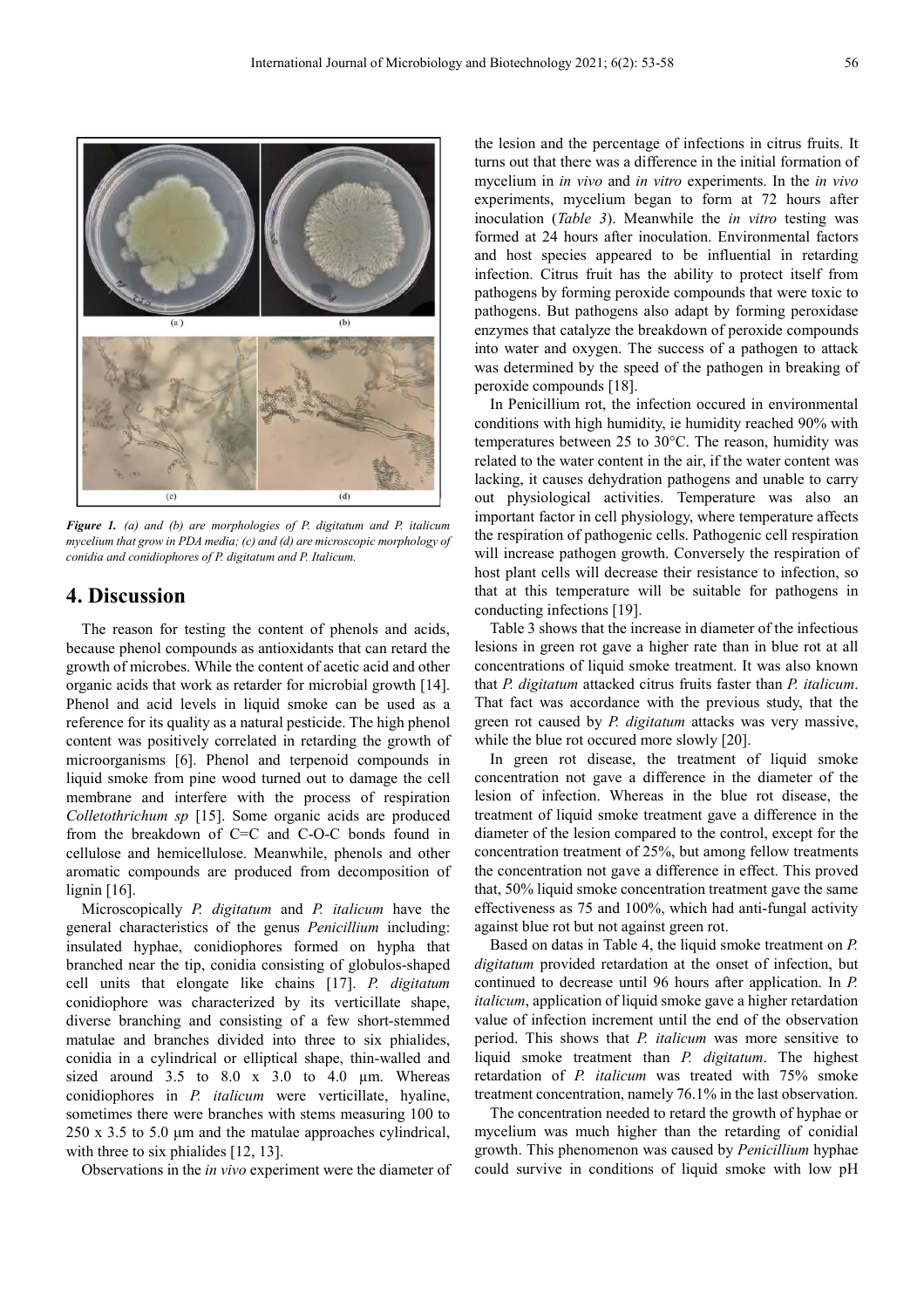*Figure 1. (a) and (b) are morphologies of P. digitatum and P. italicum mycelium that grow in PDA media; (c) and (d) are microscopic morphology of conidia and conidiophores of P. digitatum and P. Italicum.*

## 4. Discussion

The reason for testing the content of phenols and acids, because phenol compounds as antioxidants that can retard the growth of microbes. While the content of acetic acid and other organic acids that work as retarder for microbial growth [14]. Phenol and acid levels in liquid smoke can be used as a reference for its quality as a natural pesticide. The high phenol content was positively correlated in retarding the growth of microorganisms [6]. Phenol and terpenoid compounds in liquid smoke from pine wood turned out to damage the cell membrane and interfere with the process of respiration *Colletothrichum sp* [15]. Some organic acids are produced from the breakdown of C=C and C-O-C bonds found in cellulose and hemicellulose. Meanwhile, phenols and other aromatic compounds are produced from decomposition of lignin [16].

Microscopically *P. digitatum* and *P. italicum* have the general characteristics of the genus *Penicillium* including: insulated hyphae, conidiophores formed on hypha that branched near the tip, conidia consisting of globulos-shaped cell units that elongate like chains [17]. *P. digitatum* conidiophore was characterized by its verticillate shape, diverse branching and consisting of a few short-stemmed matulae and branches divided into three to six phialides, conidia in a cylindrical or elliptical shape, thin-walled and sized around 3.5 to 8.0 x 3.0 to 4.0 µm. Whereas conidiophores in *P. italicum* were verticillate, hyaline, sometimes there were branches with stems measuring 100 to 250 x 3.5 to 5.0 µm and the matulae approaches cylindrical, with three to six phialides [12, 13].

Observations in the *in vivo* experiment were the diameter of the lesion and the percentage of infections in citrus fruits. It turns out that there was a difference in the initial formation of mycelium in *in vivo* and *in vitro* experiments. In the *in vivo* experiments, mycelium began to form at 72 hours after inoculation (*Table 3*). Meanwhile the *in vitro* testing was formed at 24 hours after inoculation. Environmental factors and host species appeared to be influential in retarding infection. Citrus fruit has the ability to protect itself from pathogens by forming peroxide compounds that were toxic to pathogens. But pathogens also adapt by forming peroxidase enzymes that catalyze the breakdown of peroxide compounds into water and oxygen. The success of a pathogen to attack was determined by the speed of the pathogen in breaking of peroxide compounds [18].

In Penicillium rot, the infection occured in environmental conditions with high humidity, ie humidity reached 90% with temperatures between 25 to 30°C. The reason, humidity was related to the water content in the air, if the water content was lacking, it causes dehydration pathogens and unable to carry out physiological activities. Temperature was also an important factor in cell physiology, where temperature affects the respiration of pathogenic cells. Pathogenic cell respiration will increase pathogen growth. Conversely the respiration of host plant cells will decrease their resistance to infection, so that at this temperature will be suitable for pathogens in conducting infections [19].

Table 3 shows that the increase in diameter of the infectious lesions in green rot gave a higher rate than in blue rot at all concentrations of liquid smoke treatment. It was also known that *P. digitatum* attacked citrus fruits faster than *P. italicum*. That fact was accordance with the previous study, that the green rot caused by *P. digitatum* attacks was very massive, while the blue rot occured more slowly [20].

In green rot disease, the treatment of liquid smoke concentration not gave a difference in the diameter of the lesion of infection. Whereas in the blue rot disease, the treatment of liquid smoke treatment gave a difference in the diameter of the lesion compared to the control, except for the concentration treatment of 25%, but among fellow treatments the concentration not gave a difference in effect. This proved that, 50% liquid smoke concentration treatment gave the same effectiveness as 75 and 100%, which had anti-fungal activity against blue rot but not against green rot.

Based on datas in Table 4, the liquid smoke treatment on *P. digitatum* provided retardation at the onset of infection, but continued to decrease until 96 hours after application. In *P. italicum*, application of liquid smoke gave a higher retardation value of infection increment until the end of the observation period. This shows that *P. italicum* was more sensitive to liquid smoke treatment than *P. digitatum*. The highest retardation of *P. italicum* was treated with 75% smoke treatment concentration, namely 76.1% in the last observation.

The concentration needed to retard the growth of hyphae or mycelium was much higher than the retarding of conidial growth. This phenomenon was caused by *Penicillium* hyphae could survive in conditions of liquid smoke with low pH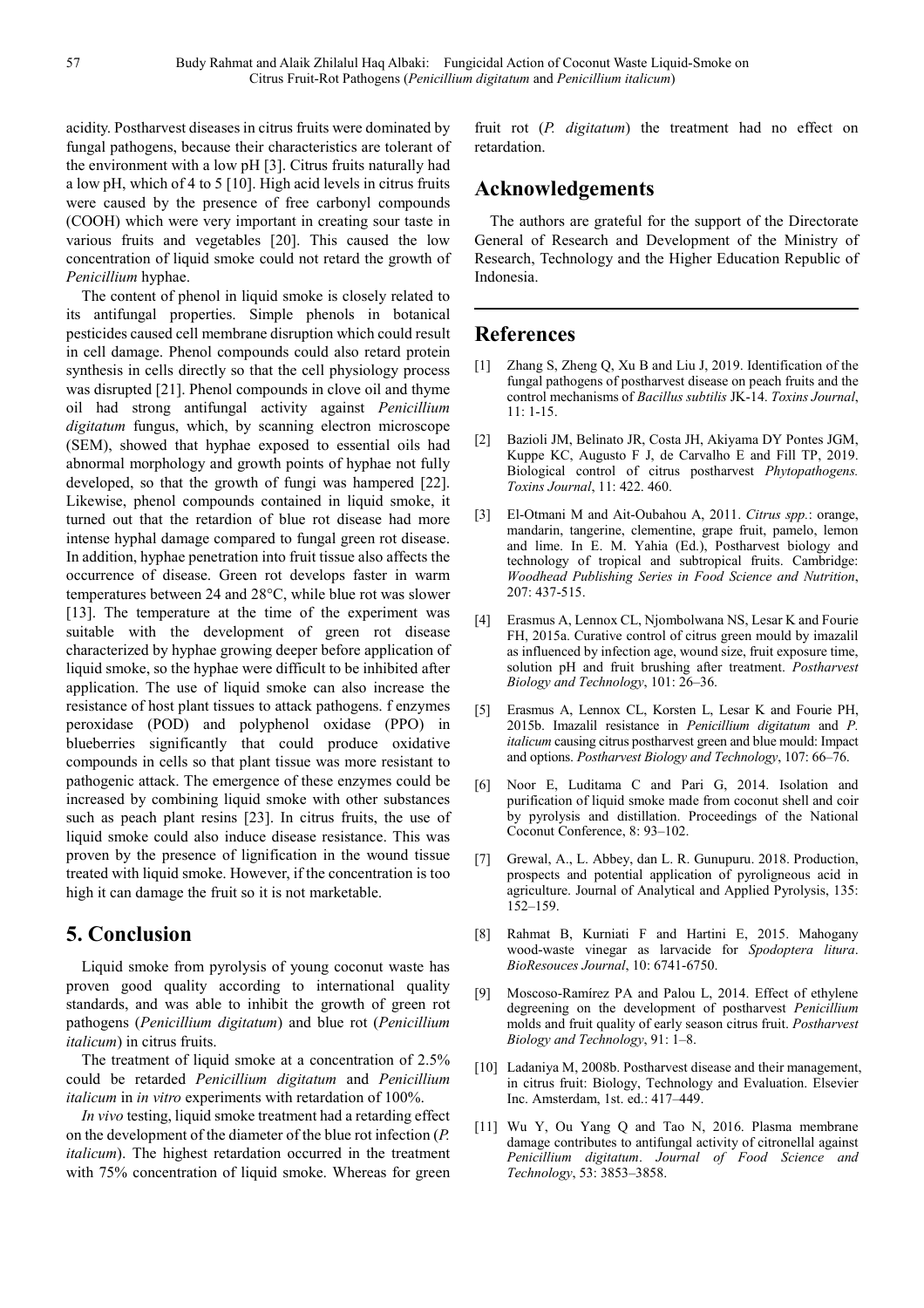acidity. Postharvest diseases in citrus fruits were dominated by fungal pathogens, because their characteristics are tolerant of the environment with a low pH [3]. Citrus fruits naturally had a low pH, which of 4 to 5 [10]. High acid levels in citrus fruits were caused by the presence of free carbonyl compounds (COOH) which were very important in creating sour taste in various fruits and vegetables [20]. This caused the low concentration of liquid smoke could not retard the growth of *Penicillium* hyphae.

The content of phenol in liquid smoke is closely related to its antifungal properties. Simple phenols in botanical pesticides caused cell membrane disruption which could result in cell damage. Phenol compounds could also retard protein synthesis in cells directly so that the cell physiology process was disrupted [21]. Phenol compounds in clove oil and thyme oil had strong antifungal activity against *Penicillium digitatum* fungus, which, by scanning electron microscope (SEM), showed that hyphae exposed to essential oils had abnormal morphology and growth points of hyphae not fully developed, so that the growth of fungi was hampered [22]. Likewise, phenol compounds contained in liquid smoke, it turned out that the retardion of blue rot disease had more intense hyphal damage compared to fungal green rot disease. In addition, hyphae penetration into fruit tissue also affects the occurrence of disease. Green rot develops faster in warm temperatures between 24 and 28°C, while blue rot was slower [13]. The temperature at the time of the experiment was suitable with the development of green rot disease characterized by hyphae growing deeper before application of liquid smoke, so the hyphae were difficult to be inhibited after application. The use of liquid smoke can also increase the resistance of host plant tissues to attack pathogens. f enzymes peroxidase (POD) and polyphenol oxidase (PPO) in blueberries significantly that could produce oxidative compounds in cells so that plant tissue was more resistant to pathogenic attack. The emergence of these enzymes could be increased by combining liquid smoke with other substances such as peach plant resins [23]. In citrus fruits, the use of liquid smoke could also induce disease resistance. This was proven by the presence of lignification in the wound tissue treated with liquid smoke. However, if the concentration is too high it can damage the fruit so it is not marketable.

## 5. Conclusion

Liquid smoke from pyrolysis of young coconut waste has proven good quality according to international quality standards, and was able to inhibit the growth of green rot pathogens (*Penicillium digitatum*) and blue rot (*Penicillium italicum*) in citrus fruits.

The treatment of liquid smoke at a concentration of 2.5% could be retarded *Penicillium digitatum* and *Penicillium italicum* in *in vitro* experiments with retardation of 100%.

*In vivo* testing, liquid smoke treatment had a retarding effect on the development of the diameter of the blue rot infection (*P. italicum*). The highest retardation occurred in the treatment with 75% concentration of liquid smoke. Whereas for green fruit rot (*P. digitatum*) the treatment had no effect on retardation.

## Acknowledgements

The authors are grateful for the support of the Directorate General of Research and Development of the Ministry of Research, Technology and the Higher Education Republic of Indonesia.

## References

[1] Zhang S, Zheng Q, Xu B and Liu J, 2019. Identification of the fungal pathogens of postharvest disease on peach fruits and the control mechanisms of *Bacillus subtilis* JK-14. *Toxins Journal*, 11: 1-15.

[2] Bazioli JM, Belinato JR, Costa JH, Akiyama DY Pontes JGM, Kuppe KC, Augusto F J, de Carvalho E and Fill TP, 2019. Biological control of citrus postharvest *Phytopathogens. Toxins Journal*, 11: 422. 460.

[3] El-Otmani M and Ait-Oubahou A, 2011. *Citrus spp.*: orange, mandarin, tangerine, clementine, grape fruit, pamelo, lemon and lime. In E. M. Yahia (Ed.), Postharvest biology and technology of tropical and subtropical fruits. Cambridge: *Woodhead Publishing Series in Food Science and Nutrition*, 207: 437-515.

[4] Erasmus A, Lennox CL, Njombolwana NS, Lesar K and Fourie FH, 2015a. Curative control of citrus green mould by imazalil as influenced by infection age, wound size, fruit exposure time, solution pH and fruit brushing after treatment. *Postharvest Biology and Technology*, 101: 26–36.

[5] Erasmus A, Lennox CL, Korsten L, Lesar K and Fourie PH, 2015b. Imazalil resistance in *Penicillium digitatum* and *P. italicum* causing citrus postharvest green and blue mould: Impact and options. *Postharvest Biology and Technology*, 107: 66–76.

[6] Noor E, Luditama C and Pari G, 2014. Isolation and purification of liquid smoke made from coconut shell and coir by pyrolysis and distillation. Proceedings of the National Coconut Conference, 8: 93–102.

[7] Grewal, A., L. Abbey, dan L. R. Gunupuru. 2018. Production, prospects and potential application of pyroligneous acid in agriculture. Journal of Analytical and Applied Pyrolysis, 135: 152–159.

[8] Rahmat B, Kurniati F and Hartini E, 2015. Mahogany wood-waste vinegar as larvacide for *Spodoptera litura*. *BioResouces Journal*, 10: 6741-6750.

[9] Moscoso-Ramírez PA and Palou L, 2014. Effect of ethylene degreening on the development of postharvest *Penicillium* molds and fruit quality of early season citrus fruit. *Postharvest Biology and Technology*, 91: 1–8.

[10] Ladaniya M, 2008b. Postharvest disease and their management, in citrus fruit: Biology, Technology and Evaluation. Elsevier Inc. Amsterdam, 1st. ed.: 417–449.

[11] Wu Y, Ou Yang Q and Tao N, 2016. Plasma membrane damage contributes to antifungal activity of citronellal against *Penicillium digitatum*. *Journal of Food Science and Technology*, 53: 3853–3858.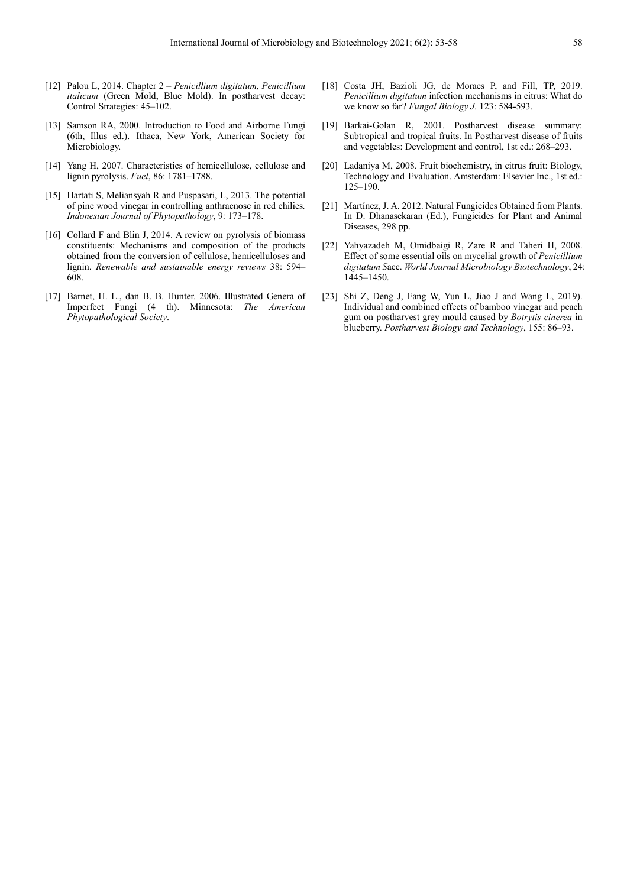[12] Palou L, 2014. Chapter 2 – *Penicillium digitatum, Penicillium italicum* (Green Mold, Blue Mold). In postharvest decay: Control Strategies: 45–102.

[13] Samson RA, 2000. Introduction to Food and Airborne Fungi (6th, Illus ed.). Ithaca, New York, American Society for Microbiology.

[14] Yang H, 2007. Characteristics of hemicellulose, cellulose and lignin pyrolysis. *Fuel*, 86: 1781–1788.

[15] Hartati S, Meliansyah R and Puspasari, L, 2013. The potential of pine wood vinegar in controlling anthracnose in red chilies. *Indonesian Journal of Phytopathology*, 9: 173–178.

[16] Collard F and Blin J, 2014. A review on pyrolysis of biomass constituents: Mechanisms and composition of the products obtained from the conversion of cellulose, hemicelluloses and lignin. *Renewable and sustainable energy reviews* 38: 594–608.

[17] Barnet, H. L., dan B. B. Hunter. 2006. Illustrated Genera of Imperfect Fungi (4 th). Minnesota: *The American Phytopathological Society*.

[18] Costa JH, Bazioli JG, de Moraes P, and Fill, TP, 2019. *Penicillium digitatum* infection mechanisms in citrus: What do we know so far? *Fungal Biology J.* 123: 584-593.

[19] Barkai-Golan R, 2001. Postharvest disease summary: Subtropical and tropical fruits. In Postharvest disease of fruits and vegetables: Development and control, 1st ed.: 268–293.

[20] Ladaniya M, 2008. Fruit biochemistry, in citrus fruit: Biology, Technology and Evaluation. Amsterdam: Elsevier Inc., 1st ed.: 125–190.

[21] Martínez, J. A. 2012. Natural Fungicides Obtained from Plants. In D. Dhanasekaran (Ed.), Fungicides for Plant and Animal Diseases, 298 pp.

[22] Yahyazadeh M, Omidbaigi R, Zare R and Taheri H, 2008. Effect of some essential oils on mycelial growth of *Penicillium digitatum* Sacc. *World Journal Microbiology Biotechnology*, 24: 1445–1450.

[23] Shi Z, Deng J, Fang W, Yun L, Jiao J and Wang L, 2019). Individual and combined effects of bamboo vinegar and peach gum on postharvest grey mould caused by *Botrytis cinerea* in blueberry. *Postharvest Biology and Technology*, 155: 86–93.